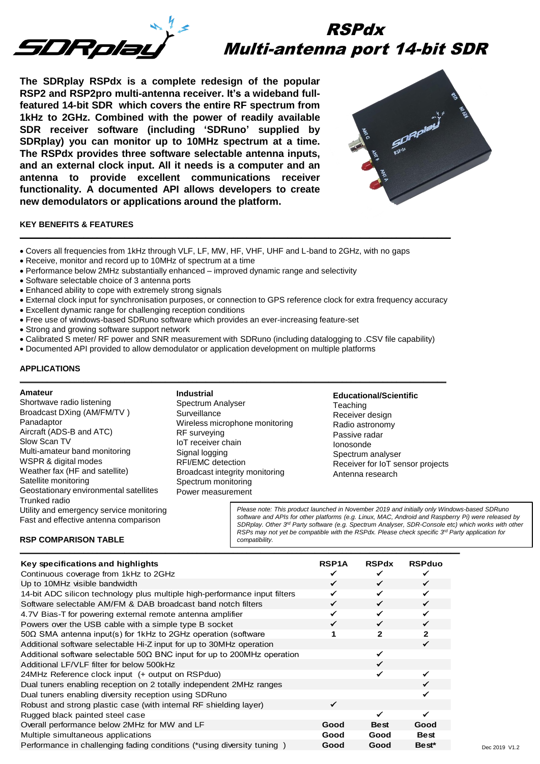# RSPdx
# Multi-antenna port 14-bit SDR

**The SDRplay RSPdx is a complete redesign of the popular RSP2 and RSP2pro multi-antenna receiver. It's a wideband full-featured 14-bit SDR which covers the entire RF spectrum from 1kHz to 2GHz. Combined with the power of readily available SDR receiver software (including 'SDRuno' supplied by SDRplay) you can monitor up to 10MHz spectrum at a time. The RSPdx provides three software selectable antenna inputs, and an external clock input. All it needs is a computer and an antenna to provide excellent communications receiver functionality. A documented API allows developers to create new demodulators or applications around the platform.**

## KEY BENEFITS & FEATURES

- Covers all frequencies from 1kHz through VLF, LF, MW, HF, VHF, UHF and L-band to 2GHz, with no gaps
- Receive, monitor and record up to 10MHz of spectrum at a time
- Performance below 2MHz substantially enhanced – improved dynamic range and selectivity
- Software selectable choice of 3 antenna ports
- Enhanced ability to cope with extremely strong signals
- External clock input for synchronisation purposes, or connection to GPS reference clock for extra frequency accuracy
- Excellent dynamic range for challenging reception conditions
- Free use of windows-based SDRuno software which provides an ever-increasing feature-set
- Strong and growing software support network
- Calibrated S meter/ RF power and SNR measurement with SDRuno (including datalogging to .CSV file capability)
- Documented API provided to allow demodulator or application development on multiple platforms

## APPLICATIONS

**Amateur**
Shortwave radio listening
Broadcast DXing (AM/FM/TV )
Panadaptor
Aircraft (ADS-B and ATC)
Slow Scan TV
Multi-amateur band monitoring
WSPR & digital modes
Weather fax (HF and satellite)
Satellite monitoring
Geostationary environmental satellites
Trunked radio
Utility and emergency service monitoring
Fast and effective antenna comparison

**Industrial**
Spectrum Analyser
Surveillance
Wireless microphone monitoring
RF surveying
IoT receiver chain
Signal logging
RFI/EMC detection
Broadcast integrity monitoring
Spectrum monitoring
Power measurement

**Educational/Scientific**
Teaching
Receiver design
Radio astronomy
Passive radar
Ionosonde
Spectrum analyser
Receiver for IoT sensor projects
Antenna research

*Please note: This product launched in November 2019 and initially only Windows-based SDRuno software and APIs for other platforms (e.g. Linux, MAC, Android and Raspberry Pi) were released by SDRplay. Other 3rd Party software (e.g. Spectrum Analyser, SDR-Console etc) which works with other RSPs may not yet be compatible with the RSPdx. Please check specific 3rd Party application for compatibility.*

## RSP COMPARISON TABLE

| Key specifications and highlights | RSP1A | RSPdx | RSPduo |
|---|---|---|---|
| Continuous coverage from 1kHz to 2GHz | ✔ | ✔ | ✔ |
| Up to 10MHz visible bandwidth | ✔ | ✔ | ✔ |
| 14-bit ADC silicon technology plus multiple high-performance input filters | ✔ | ✔ | ✔ |
| Software selectable AM/FM & DAB broadcast band notch filters | ✔ | ✔ | ✔ |
| 4.7V Bias-T for powering external remote antenna amplifier | ✔ | ✔ | ✔ |
| Powers over the USB cable with a simple type B socket | ✔ | ✔ | ✔ |
| 50Ω SMA antenna input(s) for 1kHz to 2GHz operation (software | 1 | 2 | 2 |
| Additional software selectable Hi-Z input for up to 30MHz operation | | | ✔ |
| Additional software selectable 50Ω BNC input for up to 200MHz operation | | ✔ | |
| Additional LF/VLF filter for below 500kHz | | ✔ | |
| 24MHz Reference clock input (+ output on RSPduo) | | ✔ | ✔ |
| Dual tuners enabling reception on 2 totally independent 2MHz ranges | | | ✔ |
| Dual tuners enabling diversity reception using SDRuno | | | ✔ |
| Robust and strong plastic case (with internal RF shielding layer) | ✔ | | |
| Rugged black painted steel case | | ✔ | ✔ |
| Overall performance below 2MHz for MW and LF | Good | Best | Good |
| Multiple simultaneous applications | Good | Good | Best |
| Performance in challenging fading conditions (*using diversity tuning ) | Good | Good | Best* |

Dec 2019 V1.2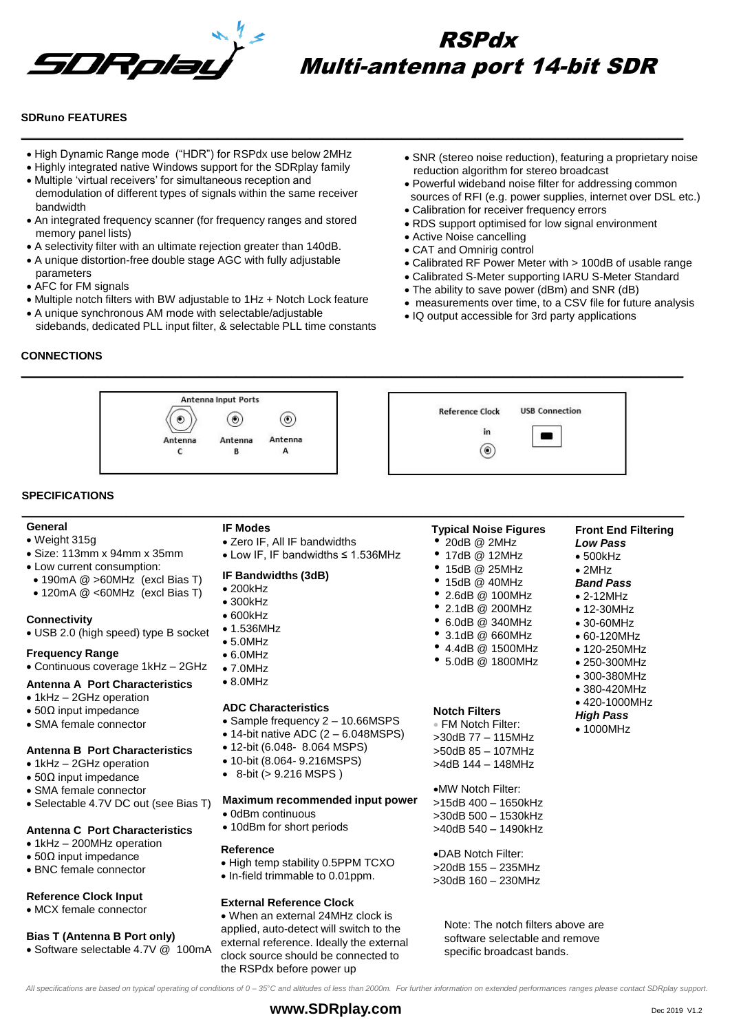# RSPdx
# Multi-antenna port 14-bit SDR

## SDRuno FEATURES

- High Dynamic Range mode ("HDR") for RSPdx use below 2MHz
- Highly integrated native Windows support for the SDRplay family
- Multiple 'virtual receivers' for simultaneous reception and demodulation of different types of signals within the same receiver bandwidth
- An integrated frequency scanner (for frequency ranges and stored memory panel lists)
- A selectivity filter with an ultimate rejection greater than 140dB.
- A unique distortion-free double stage AGC with fully adjustable parameters
- AFC for FM signals
- Multiple notch filters with BW adjustable to 1Hz + Notch Lock feature
- A unique synchronous AM mode with selectable/adjustable sidebands, dedicated PLL input filter, & selectable PLL time constants
- SNR (stereo noise reduction), featuring a proprietary noise reduction algorithm for stereo broadcast
- Powerful wideband noise filter for addressing common sources of RFI (e.g. power supplies, internet over DSL etc.)
- Calibration for receiver frequency errors
- RDS support optimised for low signal environment
- Active Noise cancelling
- CAT and Omnirig control
- Calibrated RF Power Meter with > 100dB of usable range
- Calibrated S-Meter supporting IARU S-Meter Standard
- The ability to save power (dBm) and SNR (dB)
- measurements over time, to a CSV file for future analysis
- IQ output accessible for 3rd party applications

## CONNECTIONS

Antenna Input Ports

Antenna C | Antenna B | Antenna A

Reference Clock in | USB Connection

## SPECIFICATIONS

**General**
- Weight 315g
- Size: 113mm x 94mm x 35mm
- Low current consumption:
  - 190mA @ >60MHz (excl Bias T)
  - 120mA @ <60MHz (excl Bias T)

**Connectivity**
- USB 2.0 (high speed) type B socket

**Frequency Range**
- Continuous coverage 1kHz – 2GHz

**Antenna A Port Characteristics**
- 1kHz – 2GHz operation
- 50Ω input impedance
- SMA female connector

**Antenna B Port Characteristics**
- 1kHz – 2GHz operation
- 50Ω input impedance
- SMA female connector
- Selectable 4.7V DC out (see Bias T)

**Antenna C Port Characteristics**
- 1kHz – 200MHz operation
- 50Ω input impedance
- BNC female connector

**Reference Clock Input**
- MCX female connector

**Bias T (Antenna B Port only)**
- Software selectable 4.7V @ 100mA

**IF Modes**
- Zero IF, All IF bandwidths
- Low IF, IF bandwidths ≤ 1.536MHz

**IF Bandwidths (3dB)**
- 200kHz
- 300kHz
- 600kHz
- 1.536MHz
- 5.0MHz
- 6.0MHz
- 7.0MHz
- 8.0MHz

**ADC Characteristics**
- Sample frequency 2 – 10.66MSPS
- 14-bit native ADC (2 – 6.048MSPS)
- 12-bit (6.048- 8.064 MSPS)
- 10-bit (8.064- 9.216MSPS)
- 8-bit (> 9.216 MSPS )

**Maximum recommended input power**
- 0dBm continuous
- 10dBm for short periods

**Reference**
- High temp stability 0.5PPM TCXO
- In-field trimmable to 0.01ppm.

**External Reference Clock**
- When an external 24MHz clock is applied, auto-detect will switch to the external reference. Ideally the external clock source should be connected to the RSPdx before power up

**Typical Noise Figures**
- 20dB @ 2MHz
- 17dB @ 12MHz
- 15dB @ 25MHz
- 15dB @ 40MHz
- 2.6dB @ 100MHz
- 2.1dB @ 200MHz
- 6.0dB @ 340MHz
- 3.1dB @ 660MHz
- 4.4dB @ 1500MHz
- 5.0dB @ 1800MHz

**Notch Filters**
- FM Notch Filter:
  >30dB 77 – 115MHz
  >50dB 85 – 107MHz
  >4dB 144 – 148MHz
- MW Notch Filter:
  >15dB 400 – 1650kHz
  >30dB 500 – 1530kHz
  >40dB 540 – 1490kHz
- DAB Notch Filter:
  >20dB 155 – 235MHz
  >30dB 160 – 230MHz

Note: The notch filters above are software selectable and remove specific broadcast bands.

**Front End Filtering**

***Low Pass***
- 500kHz
- 2MHz

***Band Pass***
- 2-12MHz
- 12-30MHz
- 30-60MHz
- 60-120MHz
- 120-250MHz
- 250-300MHz
- 300-380MHz
- 380-420MHz
- 420-1000MHz

***High Pass***
- 1000MHz

*All specifications are based on typical operating of conditions of 0 – 35°C and altitudes of less than 2000m. For further information on extended performances ranges please contact SDRplay support.*

**www.SDRplay.com**

Dec 2019 V1.2